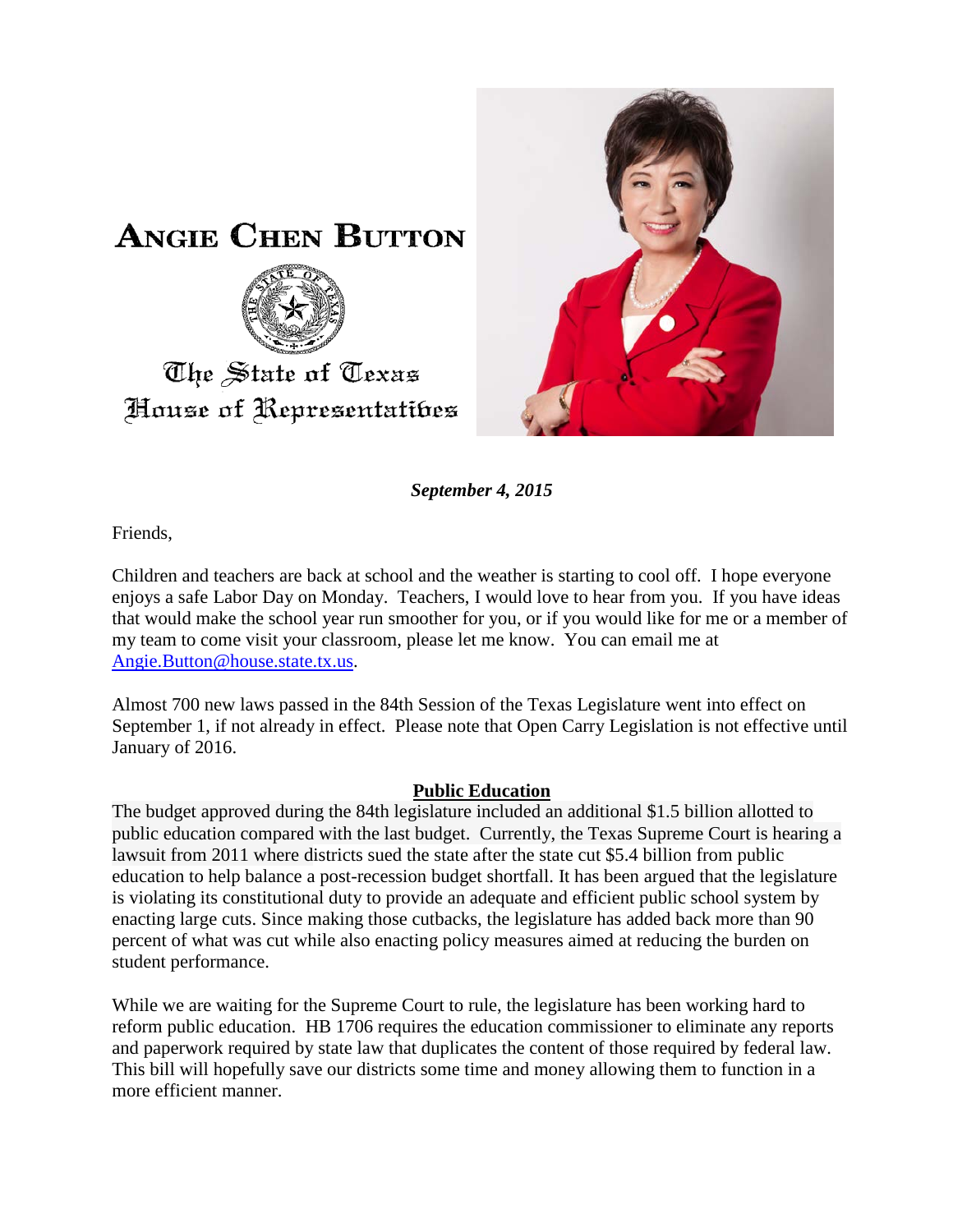# ANGIE CHEN BUTTON

The State of Texas
House of Representatives

***September 4, 2015***

Friends,

Children and teachers are back at school and the weather is starting to cool off. I hope everyone enjoys a safe Labor Day on Monday. Teachers, I would love to hear from you. If you have ideas that would make the school year run smoother for you, or if you would like for me or a member of my team to come visit your classroom, please let me know. You can email me at [Angie.Button@house.state.tx.us](mailto:Angie.Button@house.state.tx.us).

Almost 700 new laws passed in the 84th Session of the Texas Legislature went into effect on September 1, if not already in effect. Please note that Open Carry Legislation is not effective until January of 2016.

## Public Education

The budget approved during the 84th legislature included an additional $1.5 billion allotted to public education compared with the last budget. Currently, the Texas Supreme Court is hearing a lawsuit from 2011 where districts sued the state after the state cut $5.4 billion from public education to help balance a post-recession budget shortfall. It has been argued that the legislature is violating its constitutional duty to provide an adequate and efficient public school system by enacting large cuts. Since making those cutbacks, the legislature has added back more than 90 percent of what was cut while also enacting policy measures aimed at reducing the burden on student performance.

While we are waiting for the Supreme Court to rule, the legislature has been working hard to reform public education. HB 1706 requires the education commissioner to eliminate any reports and paperwork required by state law that duplicates the content of those required by federal law. This bill will hopefully save our districts some time and money allowing them to function in a more efficient manner.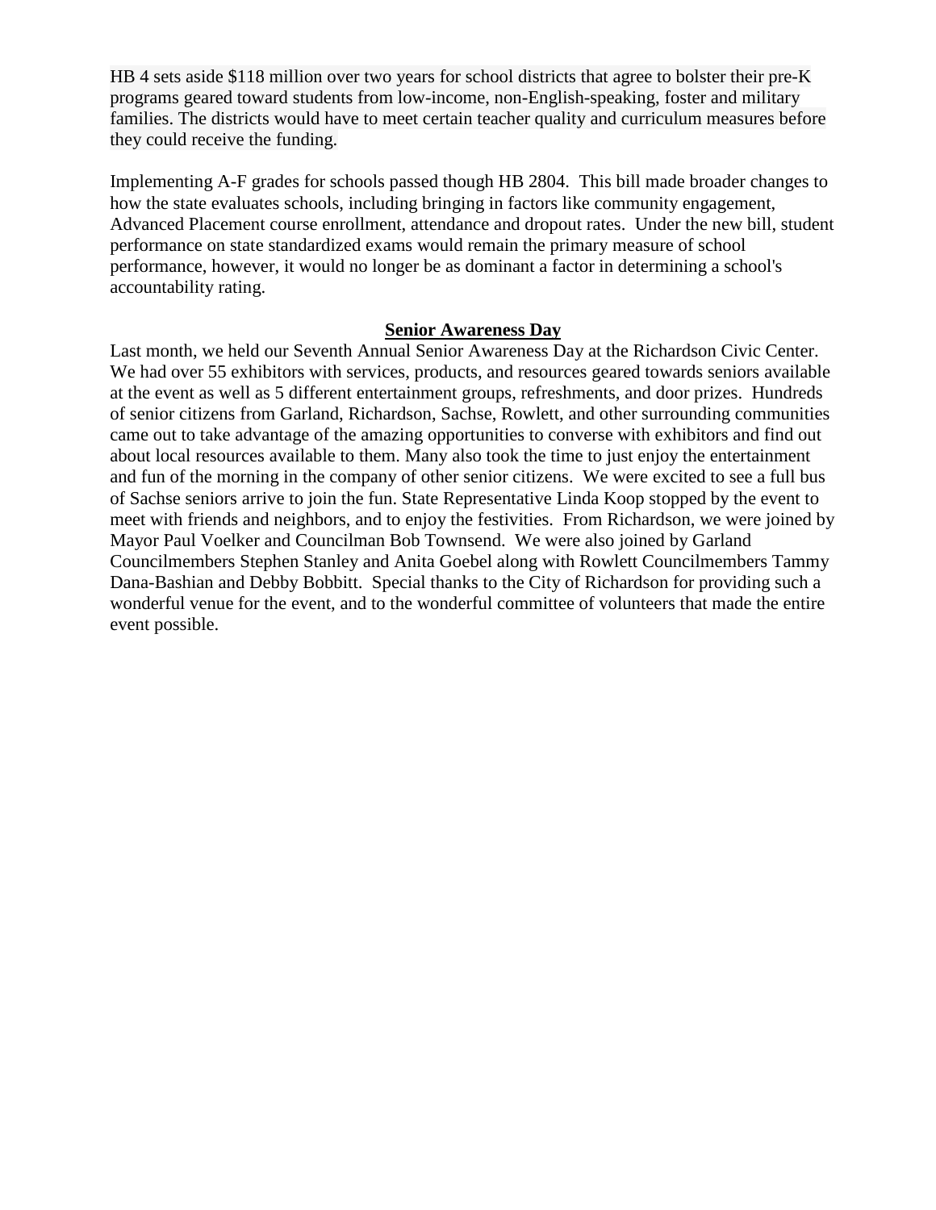HB 4 sets aside $118 million over two years for school districts that agree to bolster their pre-K programs geared toward students from low-income, non-English-speaking, foster and military families. The districts would have to meet certain teacher quality and curriculum measures before they could receive the funding.

Implementing A-F grades for schools passed though HB 2804. This bill made broader changes to how the state evaluates schools, including bringing in factors like community engagement, Advanced Placement course enrollment, attendance and dropout rates. Under the new bill, student performance on state standardized exams would remain the primary measure of school performance, however, it would no longer be as dominant a factor in determining a school's accountability rating.

## Senior Awareness Day

Last month, we held our Seventh Annual Senior Awareness Day at the Richardson Civic Center. We had over 55 exhibitors with services, products, and resources geared towards seniors available at the event as well as 5 different entertainment groups, refreshments, and door prizes. Hundreds of senior citizens from Garland, Richardson, Sachse, Rowlett, and other surrounding communities came out to take advantage of the amazing opportunities to converse with exhibitors and find out about local resources available to them. Many also took the time to just enjoy the entertainment and fun of the morning in the company of other senior citizens. We were excited to see a full bus of Sachse seniors arrive to join the fun. State Representative Linda Koop stopped by the event to meet with friends and neighbors, and to enjoy the festivities. From Richardson, we were joined by Mayor Paul Voelker and Councilman Bob Townsend. We were also joined by Garland Councilmembers Stephen Stanley and Anita Goebel along with Rowlett Councilmembers Tammy Dana-Bashian and Debby Bobbitt. Special thanks to the City of Richardson for providing such a wonderful venue for the event, and to the wonderful committee of volunteers that made the entire event possible.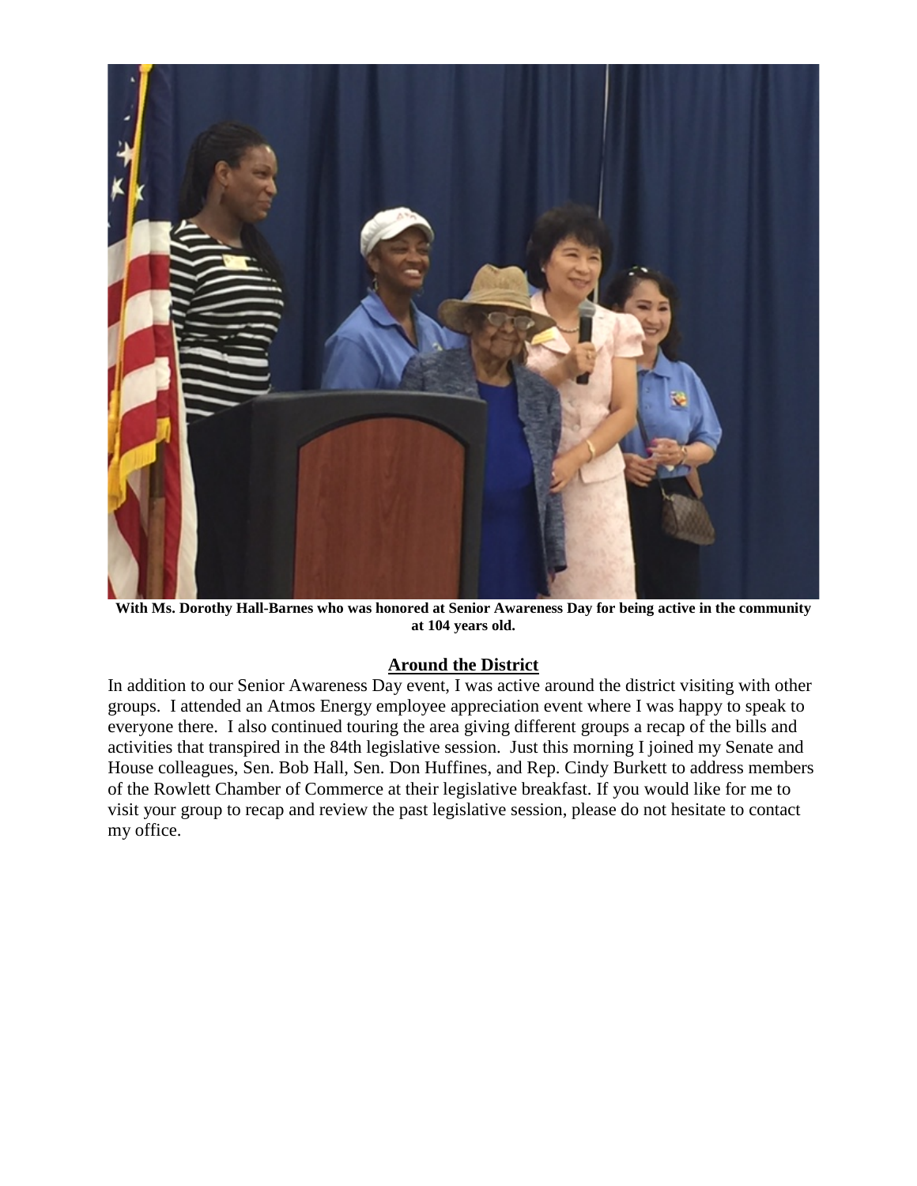**With Ms. Dorothy Hall-Barnes who was honored at Senior Awareness Day for being active in the community at 104 years old.**

## Around the District

In addition to our Senior Awareness Day event, I was active around the district visiting with other groups. I attended an Atmos Energy employee appreciation event where I was happy to speak to everyone there. I also continued touring the area giving different groups a recap of the bills and activities that transpired in the 84th legislative session. Just this morning I joined my Senate and House colleagues, Sen. Bob Hall, Sen. Don Huffines, and Rep. Cindy Burkett to address members of the Rowlett Chamber of Commerce at their legislative breakfast. If you would like for me to visit your group to recap and review the past legislative session, please do not hesitate to contact my office.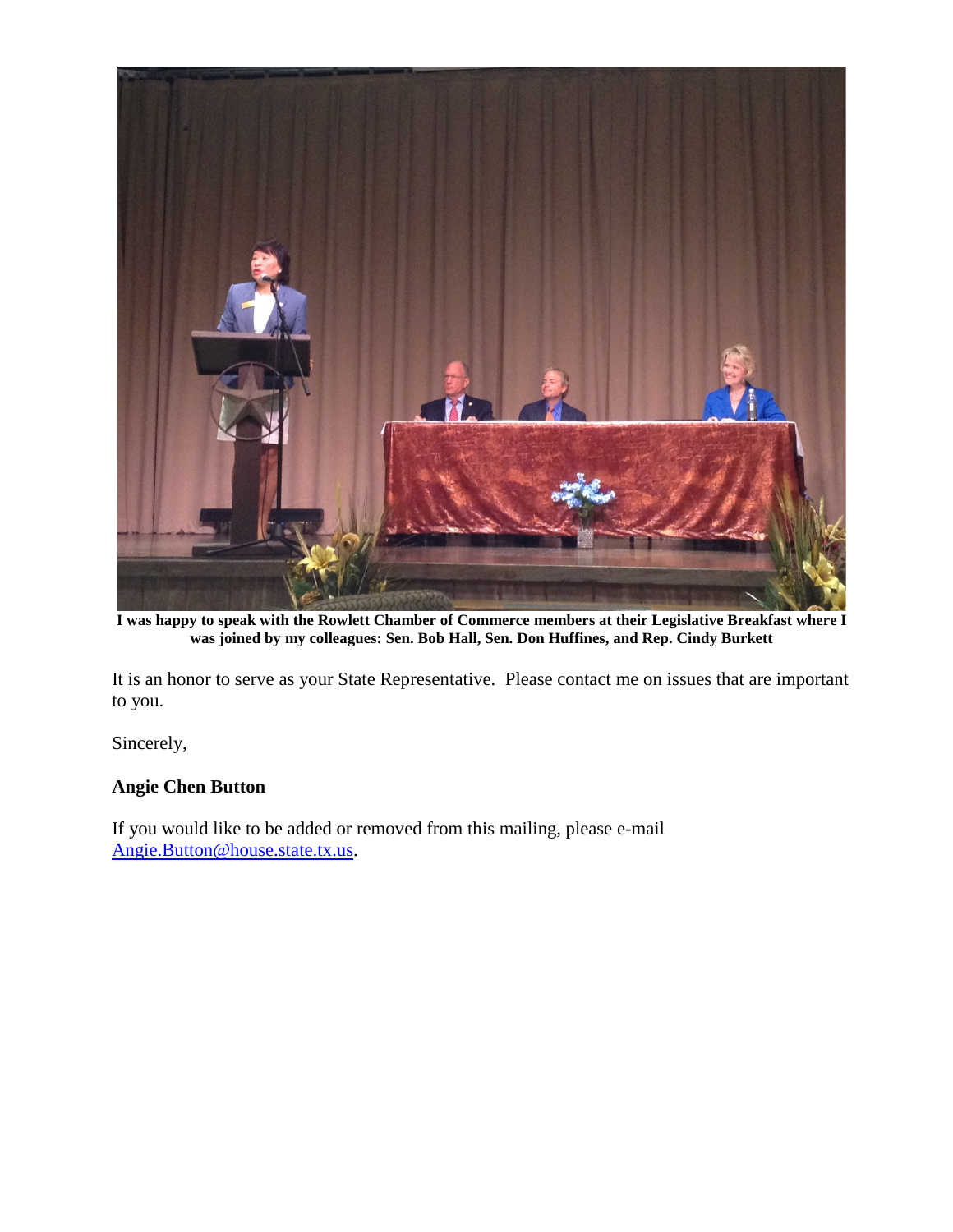**I was happy to speak with the Rowlett Chamber of Commerce members at their Legislative Breakfast where I was joined by my colleagues: Sen. Bob Hall, Sen. Don Huffines, and Rep. Cindy Burkett**

It is an honor to serve as your State Representative. Please contact me on issues that are important to you.

Sincerely,

**Angie Chen Button**

If you would like to be added or removed from this mailing, please e-mail [Angie.Button@house.state.tx.us](mailto:Angie.Button@house.state.tx.us).